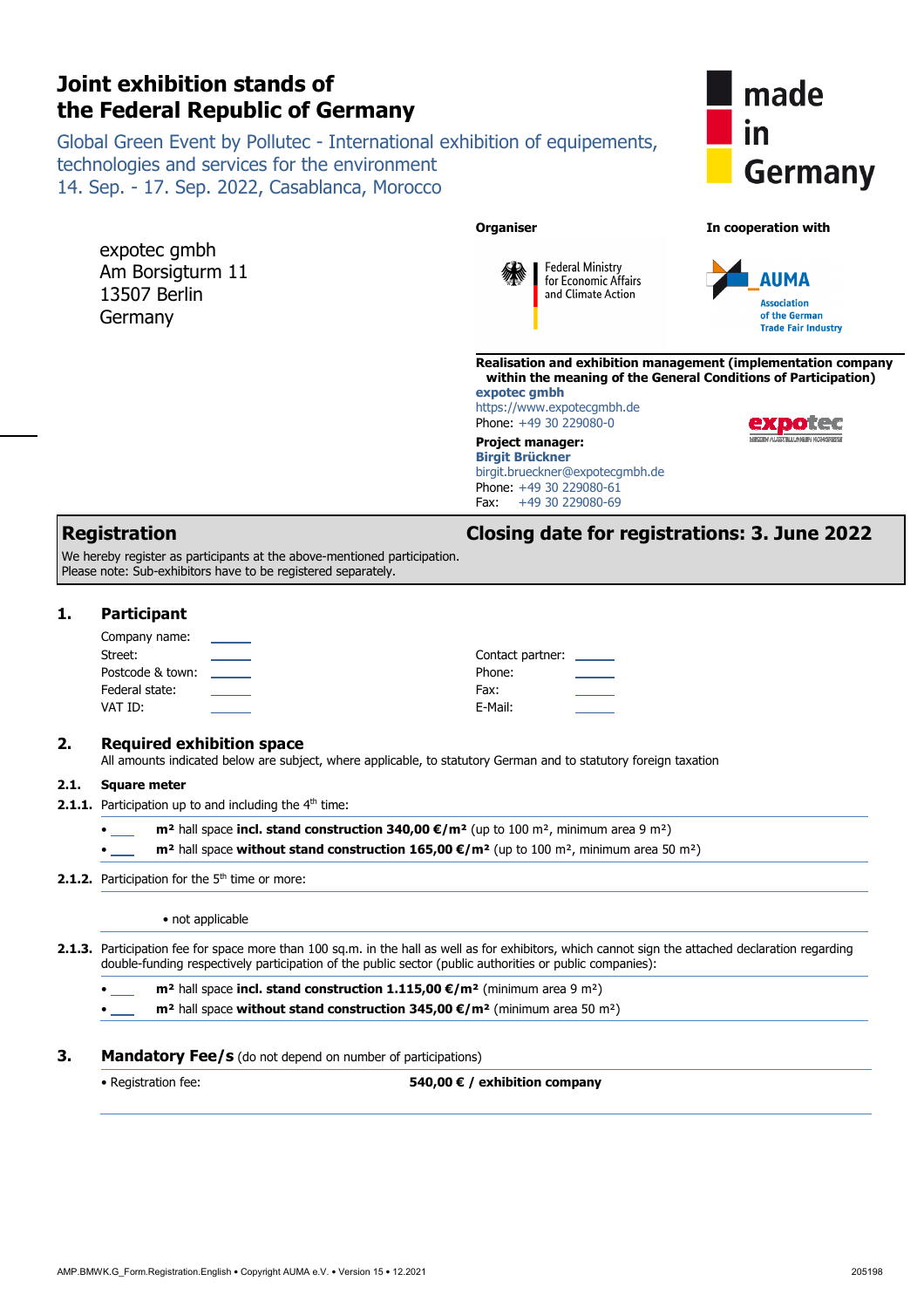# Joint exhibition stands of the Federal Republic of Germany

Global Green Event by Pollutec - International exhibition of equipements, technologies and services for the environment
14. Sep. - 17. Sep. 2022, Casablanca, Morocco

made in Germany

expotec gmbh
Am Borsigturm 11
13507 Berlin
Germany

**Organiser**

Federal Ministry for Economic Affairs and Climate Action

**In cooperation with**

AUMA
Association of the German Trade Fair Industry

**Realisation and exhibition management (implementation company within the meaning of the General Conditions of Participation)**
**expotec gmbh**
https://www.expotecgmbh.de
Phone: +49 30 229080-0

**Project manager:**
**Birgit Brückner**
birgit.brueckner@expotecgmbh.de
Phone: +49 30 229080-61
Fax: +49 30 229080-69

## Registration

**Closing date for registrations: 3. June 2022**

We hereby register as participants at the above-mentioned participation.
Please note: Sub-exhibitors have to be registered separately.

## 1. Participant

Company name: ____
Street: ____
Postcode & town: ____
Federal state: ____
VAT ID: ____

Contact partner: ____
Phone: ____
Fax: ____
E-Mail: ____

## 2. Required exhibition space

All amounts indicated below are subject, where applicable, to statutory German and to statutory foreign taxation

### 2.1. Square meter

**2.1.1.** Participation up to and including the 4th time:

- ____ **m²** hall space **incl. stand construction 340,00 €/m²** (up to 100 m², minimum area 9 m²)
- ____ **m²** hall space **without stand construction 165,00 €/m²** (up to 100 m², minimum area 50 m²)

**2.1.2.** Participation for the 5th time or more:

- not applicable

**2.1.3.** Participation fee for space more than 100 sq.m. in the hall as well as for exhibitors, which cannot sign the attached declaration regarding double-funding respectively participation of the public sector (public authorities or public companies):

- ____ **m²** hall space **incl. stand construction 1.115,00 €/m²** (minimum area 9 m²)
- ____ **m²** hall space **without stand construction 345,00 €/m²** (minimum area 50 m²)

## 3. Mandatory Fee/s (do not depend on number of participations)

- Registration fee: **540,00 € / exhibition company**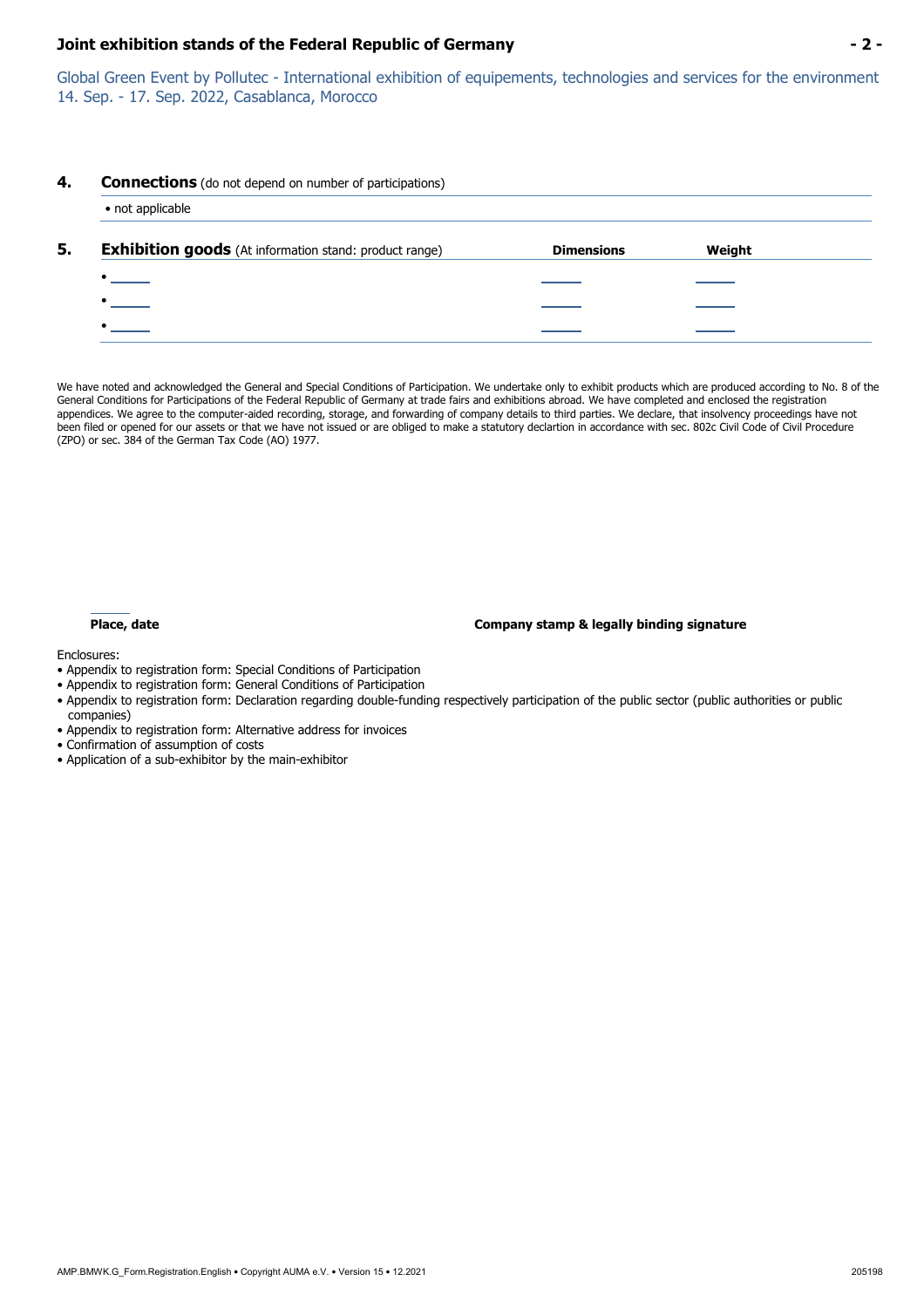Global Green Event by Pollutec - International exhibition of equipements, technologies and services for the environment
14. Sep. - 17. Sep. 2022, Casablanca, Morocco

## 4. Connections (do not depend on number of participations)

- not applicable

## 5. Exhibition goods (At information stand: product range)

| | Dimensions | Weight |
|---|---|---|
| • | | |
| • | | |
| • | | |

We have noted and acknowledged the General and Special Conditions of Participation. We undertake only to exhibit products which are produced according to No. 8 of the General Conditions for Participations of the Federal Republic of Germany at trade fairs and exhibitions abroad. We have completed and enclosed the registration appendices. We agree to the computer-aided recording, storage, and forwarding of company details to third parties. We declare, that insolvency proceedings have not been filed or opened for our assets or that we have not issued or are obliged to make a statutory declartion in accordance with sec. 802c Civil Code of Civil Procedure (ZPO) or sec. 384 of the German Tax Code (AO) 1977.

**Place, date** **Company stamp & legally binding signature**

Enclosures:

- Appendix to registration form: Special Conditions of Participation
- Appendix to registration form: General Conditions of Participation
- Appendix to registration form: Declaration regarding double-funding respectively participation of the public sector (public authorities or public companies)
- Appendix to registration form: Alternative address for invoices
- Confirmation of assumption of costs
- Application of a sub-exhibitor by the main-exhibitor

AMP.BMWK.G_Form.Registration.English • Copyright AUMA e.V. • Version 15 • 12.2021 205198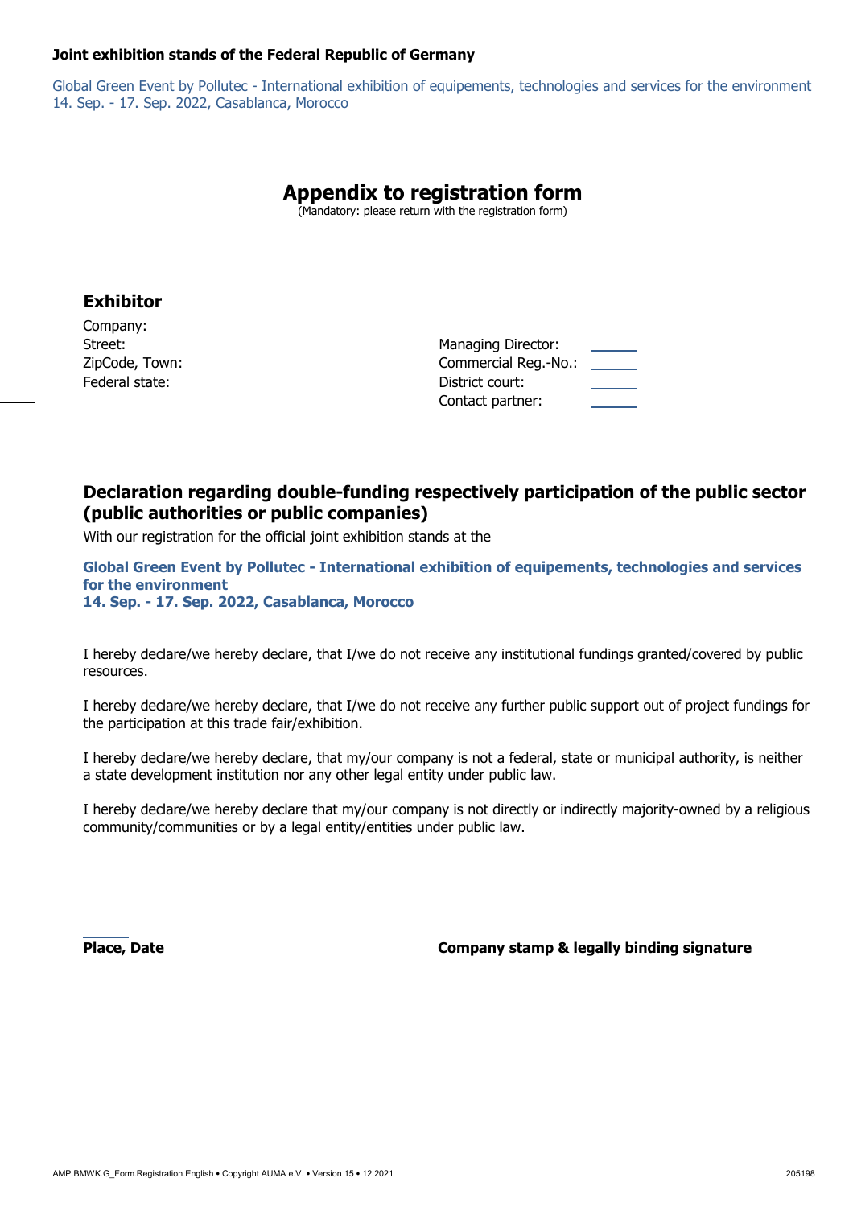**Joint exhibition stands of the Federal Republic of Germany**

Global Green Event by Pollutec - International exhibition of equipements, technologies and services for the environment
14. Sep. - 17. Sep. 2022, Casablanca, Morocco

# Appendix to registration form

(Mandatory: please return with the registration form)

## Exhibitor

Company:
Street:
ZipCode, Town:
Federal state:

Managing Director:
Commercial Reg.-No.:
District court:
Contact partner:

## Declaration regarding double-funding respectively participation of the public sector (public authorities or public companies)

With our registration for the official joint exhibition stands at the

**Global Green Event by Pollutec - International exhibition of equipements, technologies and services for the environment**
**14. Sep. - 17. Sep. 2022, Casablanca, Morocco**

I hereby declare/we hereby declare, that I/we do not receive any institutional fundings granted/covered by public resources.

I hereby declare/we hereby declare, that I/we do not receive any further public support out of project fundings for the participation at this trade fair/exhibition.

I hereby declare/we hereby declare, that my/our company is not a federal, state or municipal authority, is neither a state development institution nor any other legal entity under public law.

I hereby declare/we hereby declare that my/our company is not directly or indirectly majority-owned by a religious community/communities or by a legal entity/entities under public law.

**Place, Date** **Company stamp & legally binding signature**

AMP.BMWK.G_Form.Registration.English • Copyright AUMA e.V. • Version 15 • 12.2021 205198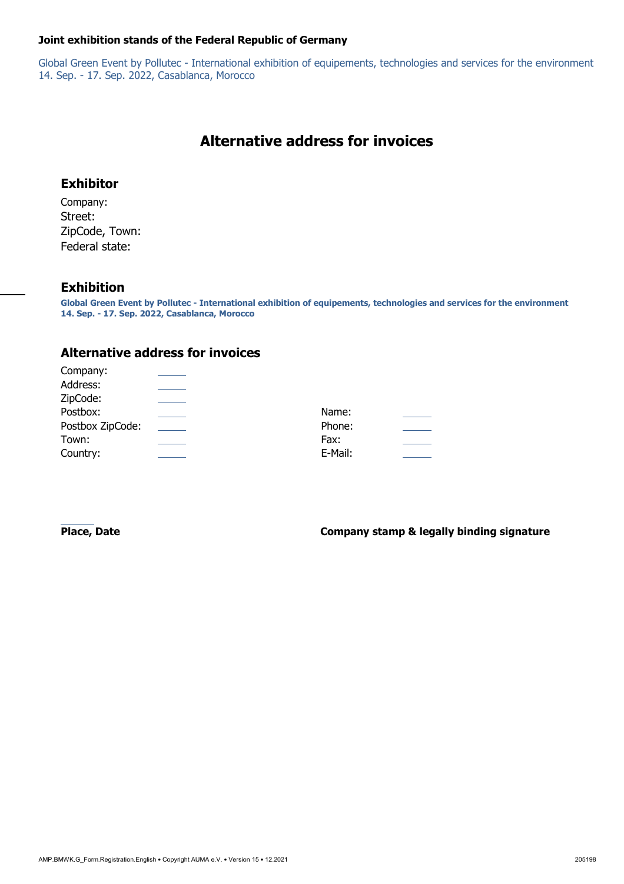**Joint exhibition stands of the Federal Republic of Germany**

Global Green Event by Pollutec - International exhibition of equipements, technologies and services for the environment
14. Sep. - 17. Sep. 2022, Casablanca, Morocco

# Alternative address for invoices

## Exhibitor

Company:
Street:
ZipCode, Town:
Federal state:

## Exhibition

**Global Green Event by Pollutec - International exhibition of equipements, technologies and services for the environment**
**14. Sep. - 17. Sep. 2022, Casablanca, Morocco**

## Alternative address for invoices

| | | | |
|---|---|---|---|
| Company: | | | |
| Address: | | | |
| ZipCode: | | | |
| Postbox: | | Name: | |
| Postbox ZipCode: | | Phone: | |
| Town: | | Fax: | |
| Country: | | E-Mail: | |

**Place, Date** **Company stamp & legally binding signature**

AMP.BMWK.G_Form.Registration.English • Copyright AUMA e.V. • Version 15 • 12.2021 205198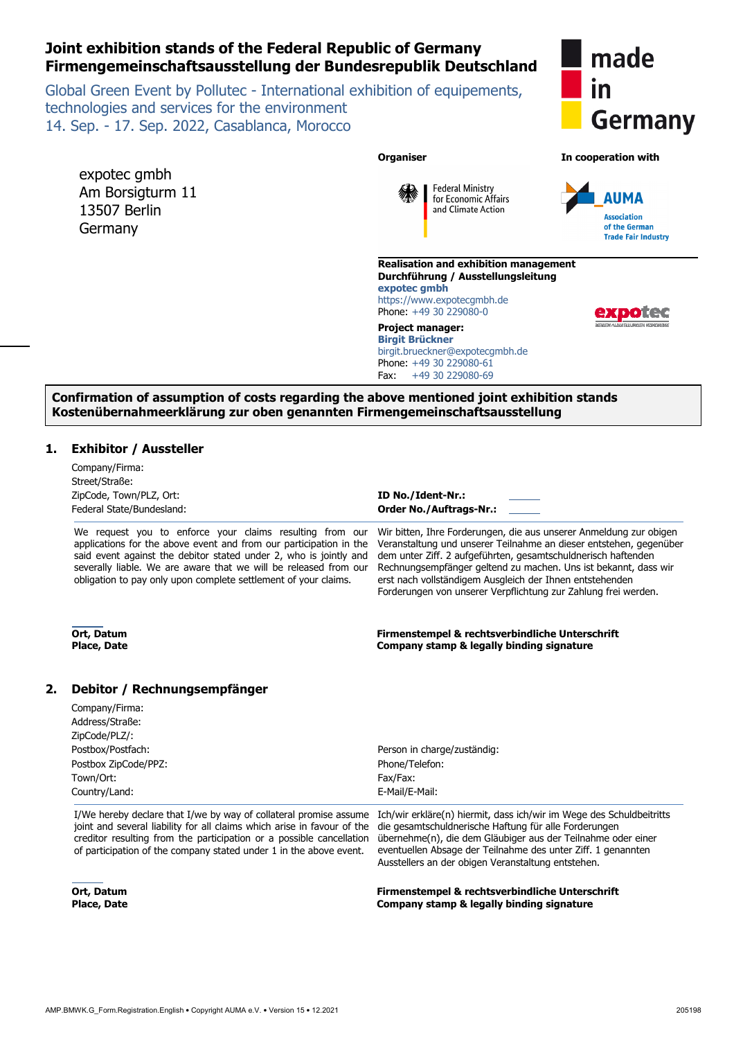# Joint exhibition stands of the Federal Republic of Germany
# Firmengemeinschaftsausstellung der Bundesrepublik Deutschland

Global Green Event by Pollutec - International exhibition of equipements, technologies and services for the environment
14. Sep. - 17. Sep. 2022, Casablanca, Morocco

made in Germany

expotec gmbh
Am Borsigturm 11
13507 Berlin
Germany

**Organiser**

Federal Ministry for Economic Affairs and Climate Action

**In cooperation with**

AUMA
Association of the German Trade Fair Industry

**Realisation and exhibition management**
**Durchführung / Ausstellungsleitung**
**expotec gmbh**
https://www.expotecgmbh.de
Phone: +49 30 229080-0

**Project manager:**
**Birgit Brückner**
birgit.brueckner@expotecgmbh.de
Phone: +49 30 229080-61
Fax: +49 30 229080-69

**Confirmation of assumption of costs regarding the above mentioned joint exhibition stands**
**Kostenübernahmeerklärung zur oben genannten Firmengemeinschaftsausstellung**

## 1. Exhibitor / Aussteller

Company/Firma:
Street/Straße:
ZipCode, Town/PLZ, Ort:
Federal State/Bundesland:

**ID No./Ident-Nr.:**
**Order No./Auftrags-Nr.:**

We request you to enforce your claims resulting from our applications for the above event and from our participation in the said event against the debitor stated under 2, who is jointly and severally liable. We are aware that we will be released from our obligation to pay only upon complete settlement of your claims.

Wir bitten, Ihre Forderungen, die aus unserer Anmeldung zur obigen Veranstaltung und unserer Teilnahme an dieser entstehen, gegenüber dem unter Ziff. 2 aufgeführten, gesamtschuldnerisch haftenden Rechnungsempfänger geltend zu machen. Uns ist bekannt, dass wir erst nach vollständigem Ausgleich der Ihnen entstehenden Forderungen von unserer Verpflichtung zur Zahlung frei werden.

**Ort, Datum**
**Place, Date**

**Firmenstempel & rechtsverbindliche Unterschrift**
**Company stamp & legally binding signature**

## 2. Debitor / Rechnungsempfänger

Company/Firma:
Address/Straße:
ZipCode/PLZ/:
Postbox/Postfach:
Postbox ZipCode/PPZ:
Town/Ort:
Country/Land:

Person in charge/zuständig:
Phone/Telefon:
Fax/Fax:
E-Mail/E-Mail:

I/We hereby declare that I/we by way of collateral promise assume joint and several liability for all claims which arise in favour of the creditor resulting from the participation or a possible cancellation of participation of the company stated under 1 in the above event.

Ich/wir erkläre(n) hiermit, dass ich/wir im Wege des Schuldbeitritts die gesamtschuldnerische Haftung für alle Forderungen übernehme(n), die dem Gläubiger aus der Teilnahme oder einer eventuellen Absage der Teilnahme des unter Ziff. 1 genannten Ausstellers an der obigen Veranstaltung entstehen.

**Ort, Datum**
**Place, Date**

**Firmenstempel & rechtsverbindliche Unterschrift**
**Company stamp & legally binding signature**

AMP.BMWK.G_Form.Registration.English • Copyright AUMA e.V. • Version 15 • 12.2021

205198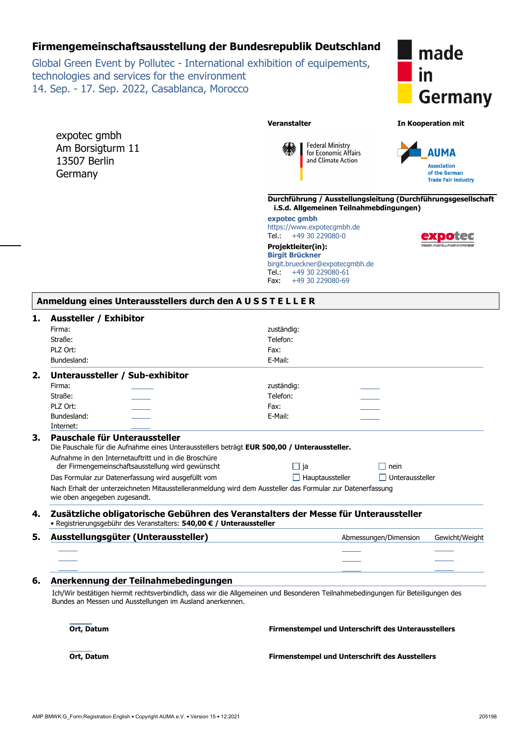# Firmengemeinschaftsausstellung der Bundesrepublik Deutschland

Global Green Event by Pollutec - International exhibition of equipements, technologies and services for the environment
14. Sep. - 17. Sep. 2022, Casablanca, Morocco

made in Germany

expotec gmbh
Am Borsigturm 11
13507 Berlin
Germany

**Veranstalter**

Federal Ministry for Economic Affairs and Climate Action

**In Kooperation mit**

AUMA – Association of the German Trade Fair Industry

**Durchführung / Ausstellungsleitung (Durchführungsgesellschaft i.S.d. Allgemeinen Teilnahmebedingungen)**

**expotec gmbh**
https://www.expotecgmbh.de
Tel.: +49 30 229080-0

**Projektleiter(in):**
**Birgit Brückner**
birgit.brueckner@expotecgmbh.de
Tel.: +49 30 229080-61
Fax: +49 30 229080-69

## Anmeldung eines Unterausstellers durch den A U S S T E L L E R

### 1. Aussteller / Exhibitor

| | |
|---|---|
| Firma: | zuständig: |
| Straße: | Telefon: |
| PLZ Ort: | Fax: |
| Bundesland: | E-Mail: |

### 2. Unteraussteller / Sub-exhibitor

| | |
|---|---|
| Firma: | zuständig: |
| Straße: | Telefon: |
| PLZ Ort: | Fax: |
| Bundesland: | E-Mail: |
| Internet: | |

### 3. Pauschale für Unteraussteller

Die Pauschale für die Aufnahme eines Unterausstellers beträgt **EUR 500,00 / Unteraussteller.**

Aufnahme in den Internetauftritt und in die Broschüre der Firmengemeinschaftsausstellung wird gewünscht ☐ ja ☐ nein

Das Formular zur Datenerfassung wird ausgefüllt vom ☐ Hauptaussteller ☐ Unteraussteller

Nach Erhalt der unterzeichneten Mitausstelleranmeldung wird dem Aussteller das Formular zur Datenerfassung wie oben angegeben zugesandt.

### 4. Zusätzliche obligatorische Gebühren des Veranstalters der Messe für Unteraussteller

- Registrierungsgebühr des Veranstalters: **540,00 € / Unteraussteller**

### 5. Ausstellungsgüter (Unteraussteller)

| | Abmessungen/Dimension | Gewicht/Weight |
|---|---|---|
| | | |
| | | |
| | | |

### 6. Anerkennung der Teilnahmebedingungen

Ich/Wir bestätigen hiermit rechtsverbindlich, dass wir die Allgemeinen und Besonderen Teilnahmebedingungen für Beteiligungen des Bundes an Messen und Ausstellungen im Ausland anerkennen.

**Ort, Datum** **Firmenstempel und Unterschrift des Unterausstellers**

**Ort, Datum** **Firmenstempel und Unterschrift des Ausstellers**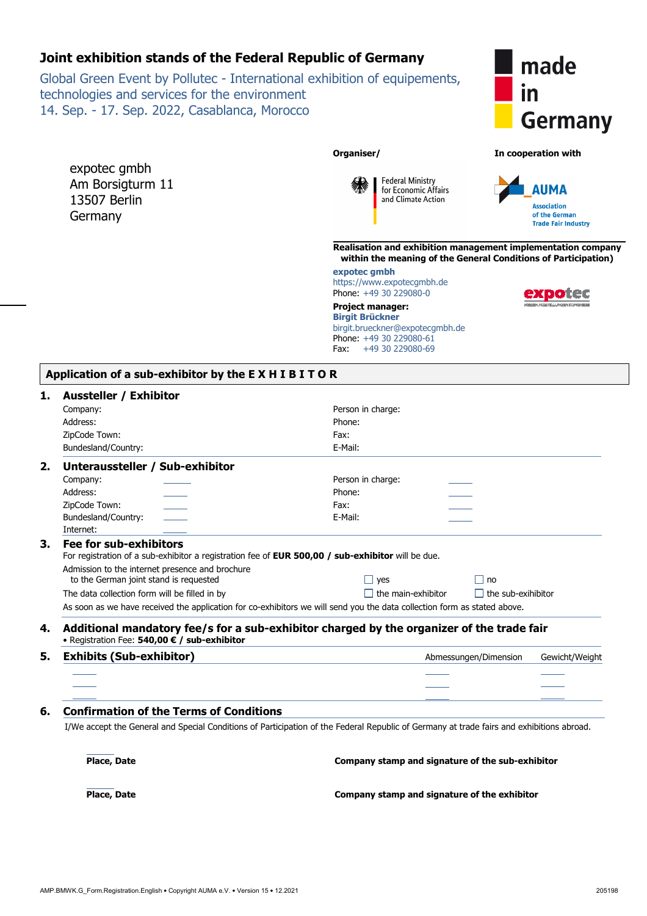# Joint exhibition stands of the Federal Republic of Germany

Global Green Event by Pollutec - International exhibition of equipements, technologies and services for the environment
14. Sep. - 17. Sep. 2022, Casablanca, Morocco

made in Germany

expotec gmbh
Am Borsigturm 11
13507 Berlin
Germany

**Organiser/**

Federal Ministry for Economic Affairs and Climate Action

**In cooperation with**

AUMA
Association of the German Trade Fair Industry

**Realisation and exhibition management implementation company within the meaning of the General Conditions of Participation)**

**expotec gmbh**
https://www.expotecgmbh.de
Phone: +49 30 229080-0

**Project manager:**
**Birgit Brückner**
birgit.brueckner@expotecgmbh.de
Phone: +49 30 229080-61
Fax: +49 30 229080-69

## Application of a sub-exhibitor by the E X H I B I T O R

### 1. Aussteller / Exhibitor

| | |
|---|---|
| Company: | Person in charge: |
| Address: | Phone: |
| ZipCode Town: | Fax: |
| Bundesland/Country: | E-Mail: |

### 2. Unteraussteller / Sub-exhibitor

| | | | |
|---|---|---|---|
| Company: | ______ | Person in charge: | ______ |
| Address: | ______ | Phone: | ______ |
| ZipCode Town: | ______ | Fax: | ______ |
| Bundesland/Country: | ______ | E-Mail: | ______ |
| Internet: | ______ | | |

### 3. Fee for sub-exhibitors

For registration of a sub-exhibitor a registration fee of **EUR 500,00 / sub-exhibitor** will be due.

Admission to the internet presence and brochure to the German joint stand is requested ☐ yes ☐ no

The data collection form will be filled in by ☐ the main-exhibitor ☐ the sub-exhibitor

As soon as we have received the application for co-exhibitors we will send you the data collection form as stated above.

### 4. Additional mandatory fee/s for a sub-exhibitor charged by the organizer of the trade fair

• Registration Fee: **540,00 € / sub-exhibitor**

### 5. Exhibits (Sub-exhibitor)

| | Abmessungen/Dimension | Gewicht/Weight |
|---|---|---|
| ______ | ______ | ______ |
| ______ | ______ | ______ |
| ______ | ______ | ______ |

### 6. Confirmation of the Terms of Conditions

I/We accept the General and Special Conditions of Participation of the Federal Republic of Germany at trade fairs and exhibitions abroad.

______
**Place, Date** **Company stamp and signature of the sub-exhibitor**

______
**Place, Date** **Company stamp and signature of the exhibitor**

AMP.BMWK.G_Form.Registration.English • Copyright AUMA e.V. • Version 15 • 12.2021 205198